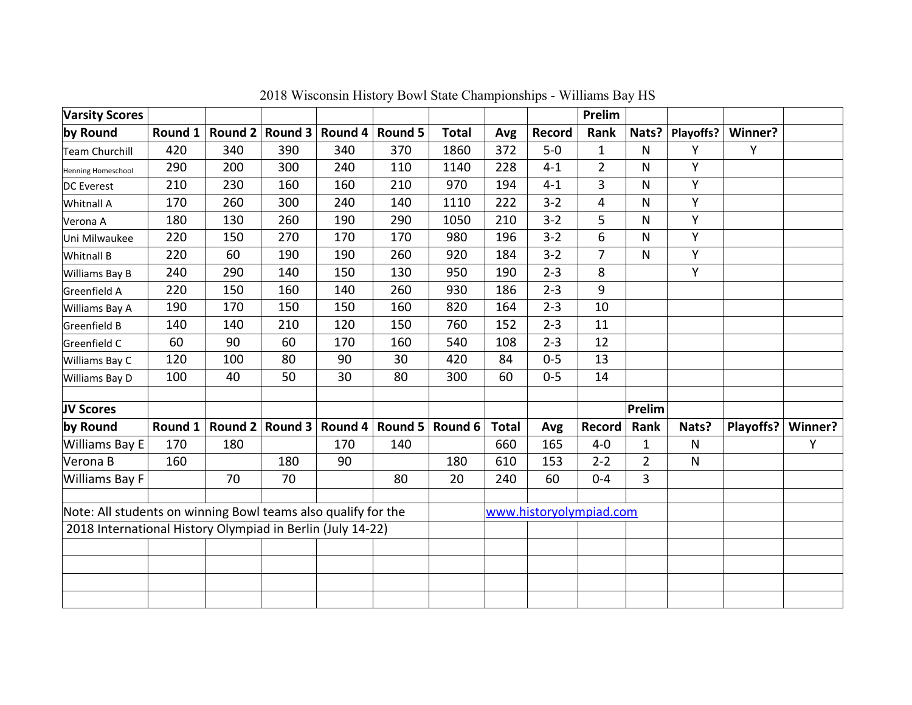# 2018 Wisconsin History Bowl State Championships - Williams Bay HS

| Varsity Scores by Round | Round 1 | Round 2 | Round 3 | Round 4 | Round 5 | Total | Avg | Record | Prelim Rank | Nats? | Playoffs? | Winner? |
|---|---|---|---|---|---|---|---|---|---|---|---|---|
| Team Churchill | 420 | 340 | 390 | 340 | 370 | 1860 | 372 | 5-0 | 1 | N | Y | Y |
| Henning Homeschool | 290 | 200 | 300 | 240 | 110 | 1140 | 228 | 4-1 | 2 | N | Y | |
| DC Everest | 210 | 230 | 160 | 160 | 210 | 970 | 194 | 4-1 | 3 | N | Y | |
| Whitnall A | 170 | 260 | 300 | 240 | 140 | 1110 | 222 | 3-2 | 4 | N | Y | |
| Verona A | 180 | 130 | 260 | 190 | 290 | 1050 | 210 | 3-2 | 5 | N | Y | |
| Uni Milwaukee | 220 | 150 | 270 | 170 | 170 | 980 | 196 | 3-2 | 6 | N | Y | |
| Whitnall B | 220 | 60 | 190 | 190 | 260 | 920 | 184 | 3-2 | 7 | N | Y | |
| Williams Bay B | 240 | 290 | 140 | 150 | 130 | 950 | 190 | 2-3 | 8 | | Y | |
| Greenfield A | 220 | 150 | 160 | 140 | 260 | 930 | 186 | 2-3 | 9 | | | |
| Williams Bay A | 190 | 170 | 150 | 150 | 160 | 820 | 164 | 2-3 | 10 | | | |
| Greenfield B | 140 | 140 | 210 | 120 | 150 | 760 | 152 | 2-3 | 11 | | | |
| Greenfield C | 60 | 90 | 60 | 170 | 160 | 540 | 108 | 2-3 | 12 | | | |
| Williams Bay C | 120 | 100 | 80 | 90 | 30 | 420 | 84 | 0-5 | 13 | | | |
| Williams Bay D | 100 | 40 | 50 | 30 | 80 | 300 | 60 | 0-5 | 14 | | | |

| JV Scores by Round | Round 1 | Round 2 | Round 3 | Round 4 | Round 5 | Round 6 | Total | Avg | Record | Prelim Rank | Nats? | Playoffs? | Winner? |
|---|---|---|---|---|---|---|---|---|---|---|---|---|---|
| Williams Bay E | 170 | 180 | | 170 | 140 | | 660 | 165 | 4-0 | 1 | N | | Y |
| Verona B | 160 | | 180 | 90 | | 180 | 610 | 153 | 2-2 | 2 | N | | |
| Williams Bay F | | 70 | 70 | | 80 | 20 | 240 | 60 | 0-4 | 3 | | | |

Note: All students on winning Bowl teams also qualify for the 2018 International History Olympiad in Berlin (July 14-22)

www.historyolympiad.com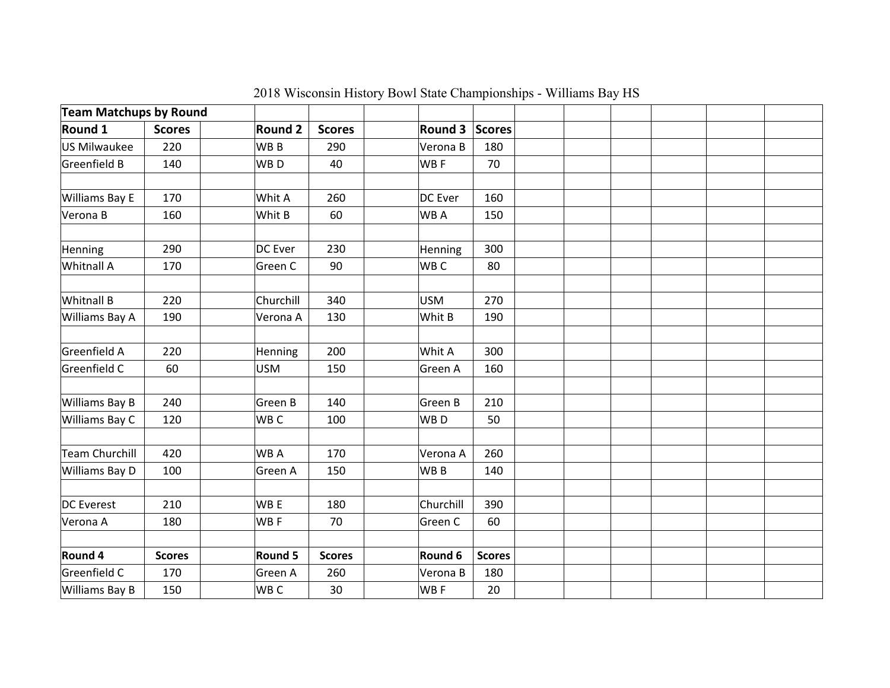# 2018 Wisconsin History Bowl State Championships - Williams Bay HS

| Team Matchups by Round | | | | | | | | |
|---|---|---|---|---|---|---|---|---|
| **Round 1** | **Scores** | | **Round 2** | **Scores** | | **Round 3** | **Scores** | |
| US Milwaukee | 220 | | WB B | 290 | | Verona B | 180 | |
| Greenfield B | 140 | | WB D | 40 | | WB F | 70 | |
| | | | | | | | | |
| Williams Bay E | 170 | | Whit A | 260 | | DC Ever | 160 | |
| Verona B | 160 | | Whit B | 60 | | WB A | 150 | |
| | | | | | | | | |
| Henning | 290 | | DC Ever | 230 | | Henning | 300 | |
| Whitnall A | 170 | | Green C | 90 | | WB C | 80 | |
| | | | | | | | | |
| Whitnall B | 220 | | Churchill | 340 | | USM | 270 | |
| Williams Bay A | 190 | | Verona A | 130 | | Whit B | 190 | |
| | | | | | | | | |
| Greenfield A | 220 | | Henning | 200 | | Whit A | 300 | |
| Greenfield C | 60 | | USM | 150 | | Green A | 160 | |
| | | | | | | | | |
| Williams Bay B | 240 | | Green B | 140 | | Green B | 210 | |
| Williams Bay C | 120 | | WB C | 100 | | WB D | 50 | |
| | | | | | | | | |
| Team Churchill | 420 | | WB A | 170 | | Verona A | 260 | |
| Williams Bay D | 100 | | Green A | 150 | | WB B | 140 | |
| | | | | | | | | |
| DC Everest | 210 | | WB E | 180 | | Churchill | 390 | |
| Verona A | 180 | | WB F | 70 | | Green C | 60 | |
| | | | | | | | | |
| **Round 4** | **Scores** | | **Round 5** | **Scores** | | **Round 6** | **Scores** | |
| Greenfield C | 170 | | Green A | 260 | | Verona B | 180 | |
| Williams Bay B | 150 | | WB C | 30 | | WB F | 20 | |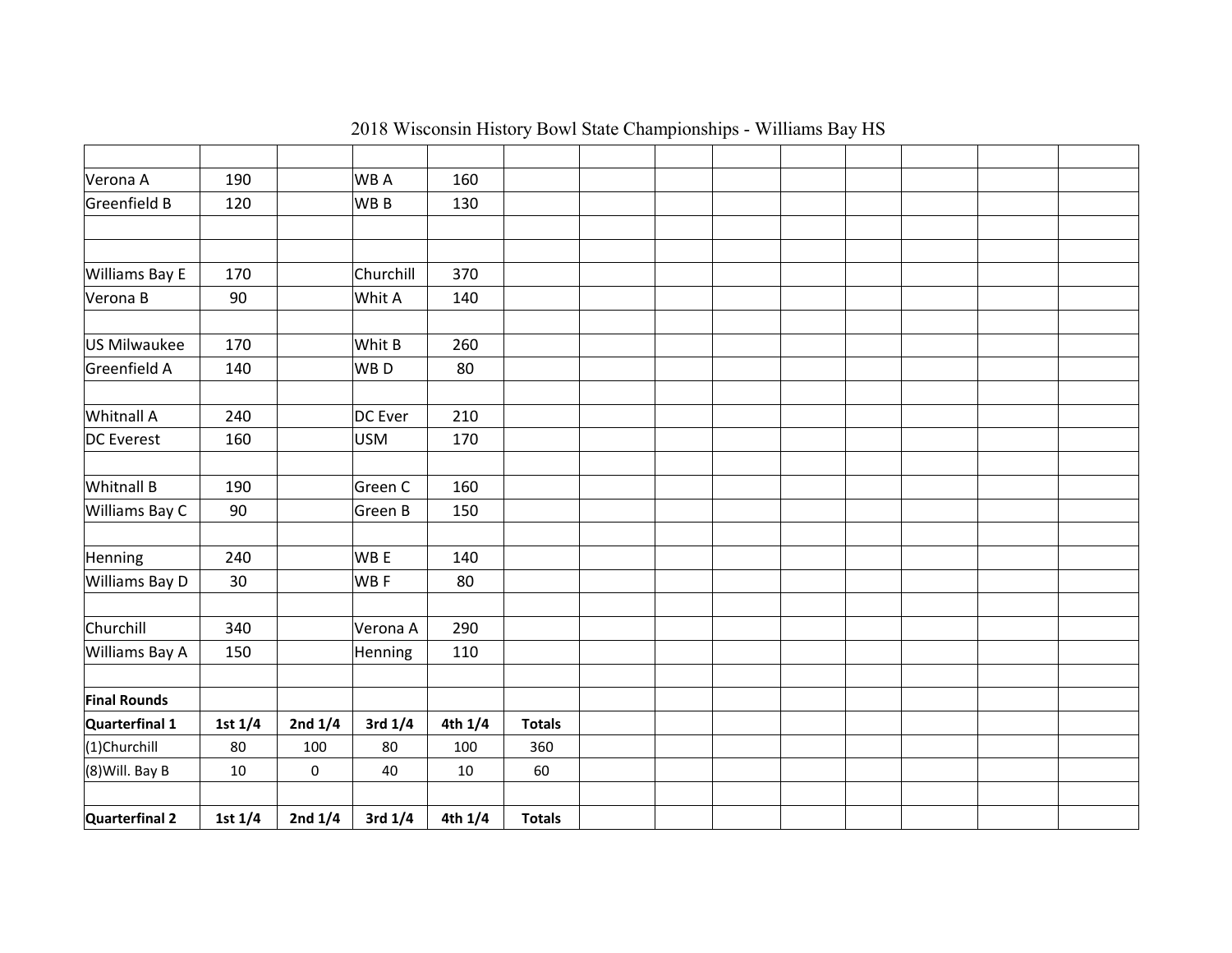# 2018 Wisconsin History Bowl State Championships - Williams Bay HS

| | | | | | | | | | | | | | |
|---|---|---|---|---|---|---|---|---|---|---|---|---|---|
| Verona A | 190 | | WB A | 160 | | | | | | | | | |
| Greenfield B | 120 | | WB B | 130 | | | | | | | | | |
| | | | | | | | | | | | | | |
| | | | | | | | | | | | | | |
| Williams Bay E | 170 | | Churchill | 370 | | | | | | | | | |
| Verona B | 90 | | Whit A | 140 | | | | | | | | | |
| | | | | | | | | | | | | | |
| US Milwaukee | 170 | | Whit B | 260 | | | | | | | | | |
| Greenfield A | 140 | | WB D | 80 | | | | | | | | | |
| | | | | | | | | | | | | | |
| Whitnall A | 240 | | DC Ever | 210 | | | | | | | | | |
| DC Everest | 160 | | USM | 170 | | | | | | | | | |
| | | | | | | | | | | | | | |
| Whitnall B | 190 | | Green C | 160 | | | | | | | | | |
| Williams Bay C | 90 | | Green B | 150 | | | | | | | | | |
| | | | | | | | | | | | | | |
| Henning | 240 | | WB E | 140 | | | | | | | | | |
| Williams Bay D | 30 | | WB F | 80 | | | | | | | | | |
| | | | | | | | | | | | | | |
| Churchill | 340 | | Verona A | 290 | | | | | | | | | |
| Williams Bay A | 150 | | Henning | 110 | | | | | | | | | |
| | | | | | | | | | | | | | |
| **Final Rounds** | | | | | | | | | | | | | |
| **Quarterfinal 1** | **1st 1/4** | **2nd 1/4** | **3rd 1/4** | **4th 1/4** | **Totals** | | | | | | | | |
| (1)Churchill | 80 | 100 | 80 | 100 | 360 | | | | | | | | |
| (8)Will. Bay B | 10 | 0 | 40 | 10 | 60 | | | | | | | | |
| | | | | | | | | | | | | | |
| **Quarterfinal 2** | **1st 1/4** | **2nd 1/4** | **3rd 1/4** | **4th 1/4** | **Totals** | | | | | | | | |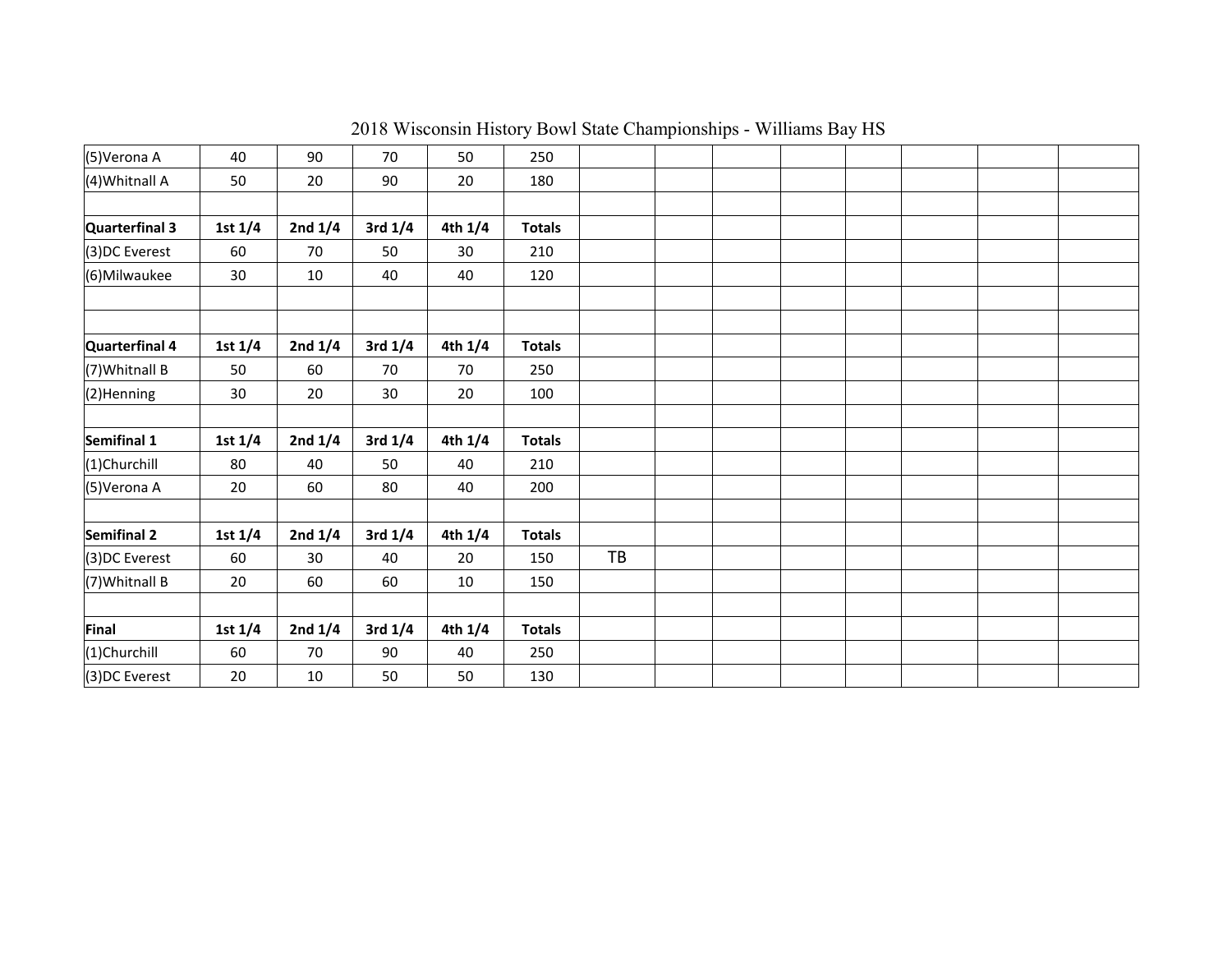# 2018 Wisconsin History Bowl State Championships - Williams Bay HS

| | | | | | | |
|---|---|---|---|---|---|---|
| (5)Verona A | 40 | 90 | 70 | 50 | 250 | |
| (4)Whitnall A | 50 | 20 | 90 | 20 | 180 | |
| | | | | | | |
| **Quarterfinal 3** | **1st 1/4** | **2nd 1/4** | **3rd 1/4** | **4th 1/4** | **Totals** | |
| (3)DC Everest | 60 | 70 | 50 | 30 | 210 | |
| (6)Milwaukee | 30 | 10 | 40 | 40 | 120 | |
| | | | | | | |
| | | | | | | |
| **Quarterfinal 4** | **1st 1/4** | **2nd 1/4** | **3rd 1/4** | **4th 1/4** | **Totals** | |
| (7)Whitnall B | 50 | 60 | 70 | 70 | 250 | |
| (2)Henning | 30 | 20 | 30 | 20 | 100 | |
| | | | | | | |
| **Semifinal 1** | **1st 1/4** | **2nd 1/4** | **3rd 1/4** | **4th 1/4** | **Totals** | |
| (1)Churchill | 80 | 40 | 50 | 40 | 210 | |
| (5)Verona A | 20 | 60 | 80 | 40 | 200 | |
| | | | | | | |
| **Semifinal 2** | **1st 1/4** | **2nd 1/4** | **3rd 1/4** | **4th 1/4** | **Totals** | |
| (3)DC Everest | 60 | 30 | 40 | 20 | 150 | TB |
| (7)Whitnall B | 20 | 60 | 60 | 10 | 150 | |
| | | | | | | |
| **Final** | **1st 1/4** | **2nd 1/4** | **3rd 1/4** | **4th 1/4** | **Totals** | |
| (1)Churchill | 60 | 70 | 90 | 40 | 250 | |
| (3)DC Everest | 20 | 10 | 50 | 50 | 130 | |